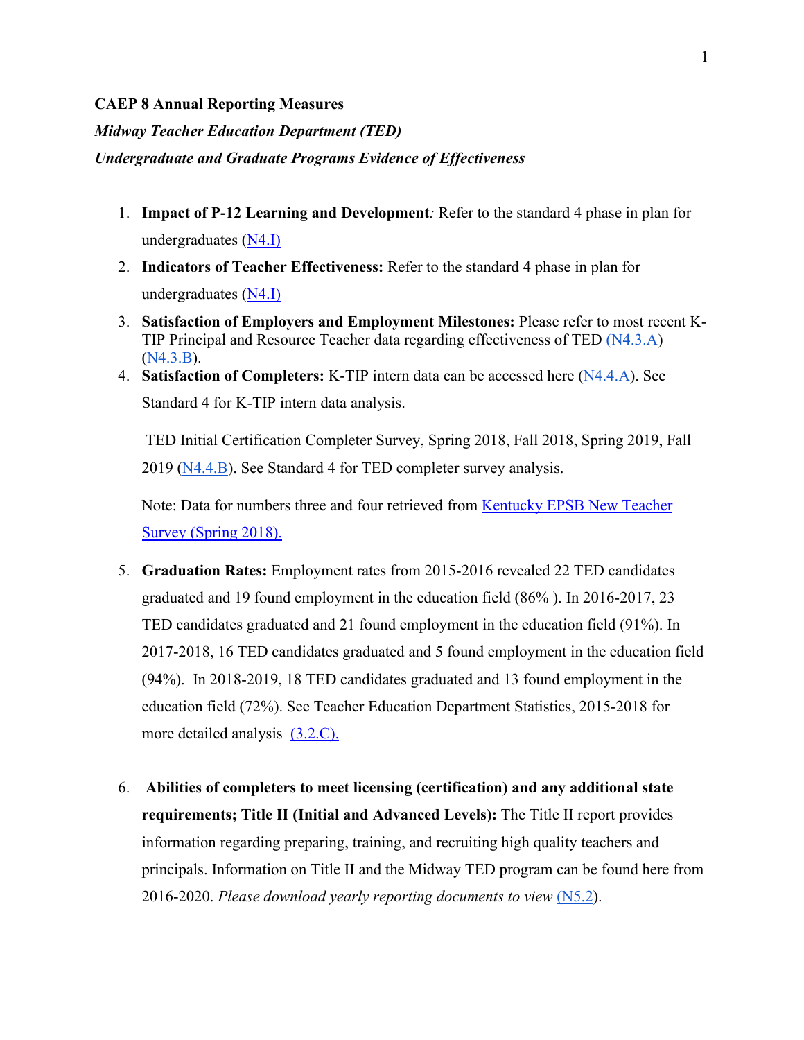**CAEP 8 Annual Reporting Measures**

***Midway Teacher Education Department (TED)***

***Undergraduate and Graduate Programs Evidence of Effectiveness***

1. **Impact of P-12 Learning and Development***:* Refer to the standard 4 phase in plan for undergraduates (N4.I)
2. **Indicators of Teacher Effectiveness:** Refer to the standard 4 phase in plan for undergraduates (N4.I)
3. **Satisfaction of Employers and Employment Milestones:** Please refer to most recent K-TIP Principal and Resource Teacher data regarding effectiveness of TED (N4.3.A) (N4.3.B).
4. **Satisfaction of Completers:** K-TIP intern data can be accessed here (N4.4.A). See Standard 4 for K-TIP intern data analysis.

   TED Initial Certification Completer Survey, Spring 2018, Fall 2018, Spring 2019, Fall 2019 (N4.4.B). See Standard 4 for TED completer survey analysis.

   Note: Data for numbers three and four retrieved from Kentucky EPSB New Teacher Survey (Spring 2018).

5. **Graduation Rates:** Employment rates from 2015-2016 revealed 22 TED candidates graduated and 19 found employment in the education field (86% ). In 2016-2017, 23 TED candidates graduated and 21 found employment in the education field (91%). In 2017-2018, 16 TED candidates graduated and 5 found employment in the education field (94%). In 2018-2019, 18 TED candidates graduated and 13 found employment in the education field (72%). See Teacher Education Department Statistics, 2015-2018 for more detailed analysis (3.2.C).

6. **Abilities of completers to meet licensing (certification) and any additional state requirements; Title II (Initial and Advanced Levels):** The Title II report provides information regarding preparing, training, and recruiting high quality teachers and principals. Information on Title II and the Midway TED program can be found here from 2016-2020. *Please download yearly reporting documents to view* (N5.2).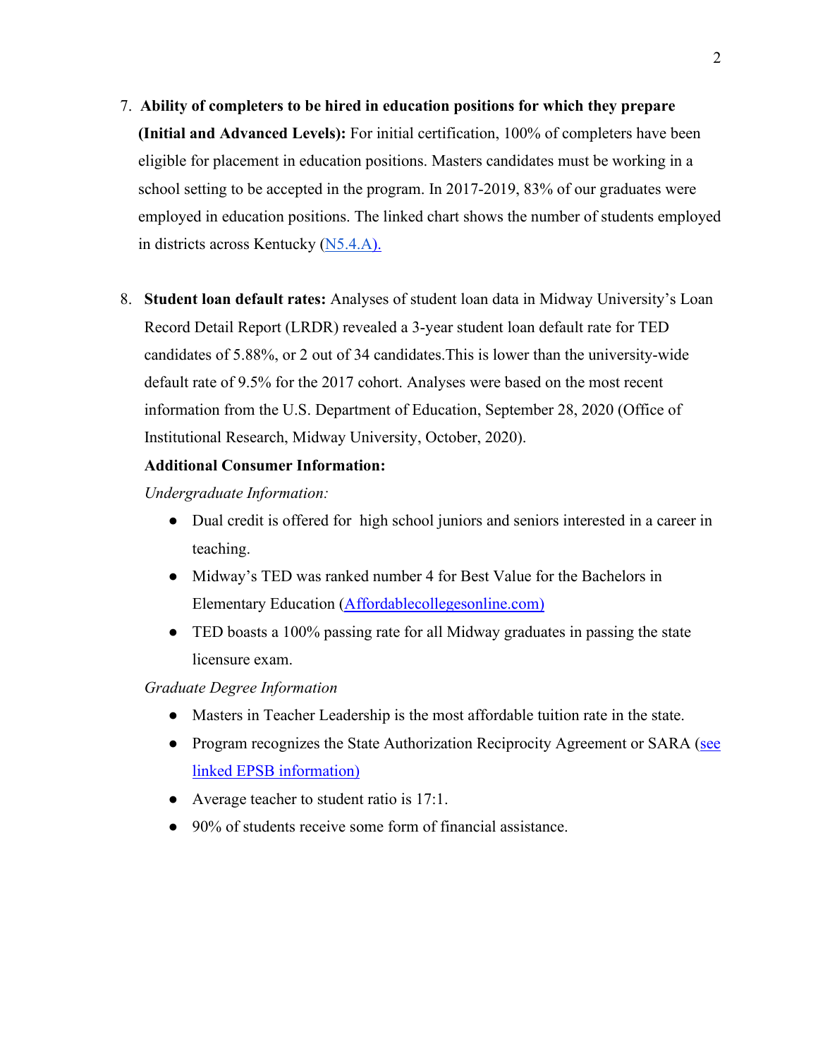7. **Ability of completers to be hired in education positions for which they prepare (Initial and Advanced Levels):** For initial certification, 100% of completers have been eligible for placement in education positions. Masters candidates must be working in a school setting to be accepted in the program. In 2017-2019, 83% of our graduates were employed in education positions. The linked chart shows the number of students employed in districts across Kentucky (N5.4.A).

8. **Student loan default rates:** Analyses of student loan data in Midway University's Loan Record Detail Report (LRDR) revealed a 3-year student loan default rate for TED candidates of 5.88%, or 2 out of 34 candidates.This is lower than the university-wide default rate of 9.5% for the 2017 cohort. Analyses were based on the most recent information from the U.S. Department of Education, September 28, 2020 (Office of Institutional Research, Midway University, October, 2020).

   **Additional Consumer Information:**

   *Undergraduate Information:*

   - Dual credit is offered for high school juniors and seniors interested in a career in teaching.
   - Midway's TED was ranked number 4 for Best Value for the Bachelors in Elementary Education (Affordablecollegesonline.com)
   - TED boasts a 100% passing rate for all Midway graduates in passing the state licensure exam.

   *Graduate Degree Information*

   - Masters in Teacher Leadership is the most affordable tuition rate in the state.
   - Program recognizes the State Authorization Reciprocity Agreement or SARA (see linked EPSB information)
   - Average teacher to student ratio is 17:1.
   - 90% of students receive some form of financial assistance.